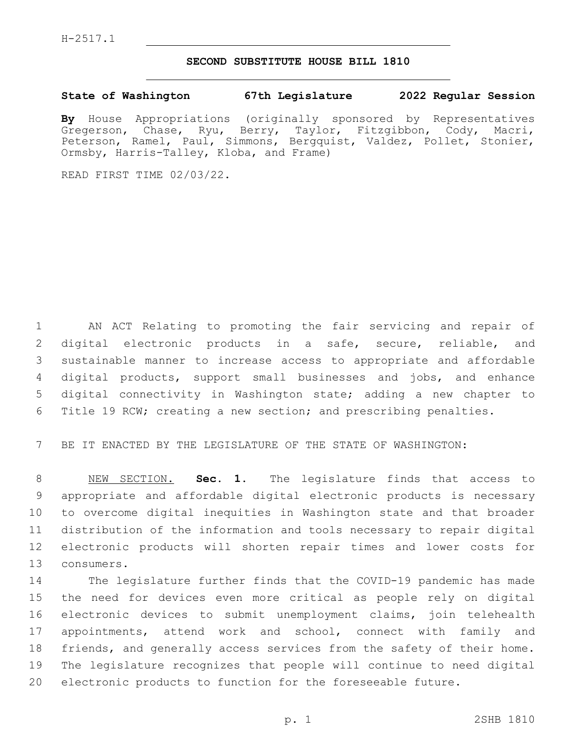H-2517.1

# SECOND SUBSTITUTE HOUSE BILL 1810

**State of Washington 67th Legislature 2022 Regular Session**

**By** House Appropriations (originally sponsored by Representatives Gregerson, Chase, Ryu, Berry, Taylor, Fitzgibbon, Cody, Macri, Peterson, Ramel, Paul, Simmons, Bergquist, Valdez, Pollet, Stonier, Ormsby, Harris-Talley, Kloba, and Frame)

READ FIRST TIME 02/03/22.

AN ACT Relating to promoting the fair servicing and repair of digital electronic products in a safe, secure, reliable, and sustainable manner to increase access to appropriate and affordable digital products, support small businesses and jobs, and enhance digital connectivity in Washington state; adding a new chapter to Title 19 RCW; creating a new section; and prescribing penalties.

BE IT ENACTED BY THE LEGISLATURE OF THE STATE OF WASHINGTON:

NEW SECTION. **Sec. 1.** The legislature finds that access to appropriate and affordable digital electronic products is necessary to overcome digital inequities in Washington state and that broader distribution of the information and tools necessary to repair digital electronic products will shorten repair times and lower costs for consumers.

The legislature further finds that the COVID-19 pandemic has made the need for devices even more critical as people rely on digital electronic devices to submit unemployment claims, join telehealth appointments, attend work and school, connect with family and friends, and generally access services from the safety of their home. The legislature recognizes that people will continue to need digital electronic products to function for the foreseeable future.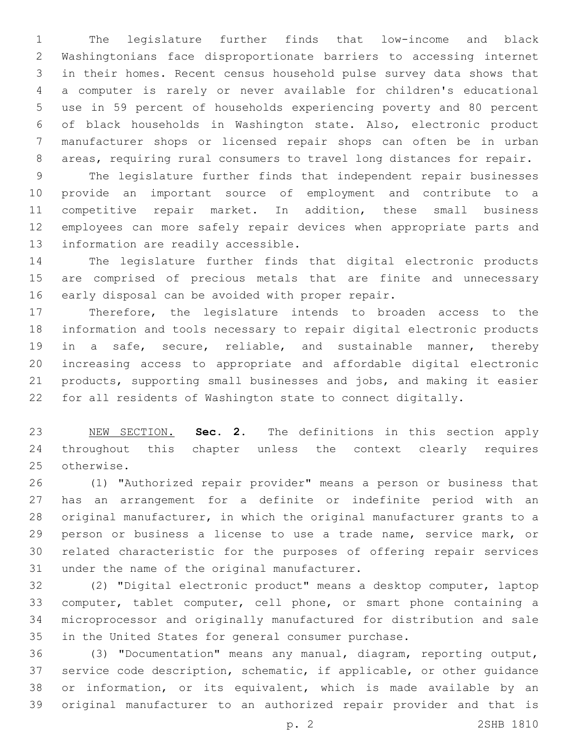The legislature further finds that low-income and black Washingtonians face disproportionate barriers to accessing internet in their homes. Recent census household pulse survey data shows that a computer is rarely or never available for children's educational use in 59 percent of households experiencing poverty and 80 percent of black households in Washington state. Also, electronic product manufacturer shops or licensed repair shops can often be in urban areas, requiring rural consumers to travel long distances for repair.

The legislature further finds that independent repair businesses provide an important source of employment and contribute to a competitive repair market. In addition, these small business employees can more safely repair devices when appropriate parts and information are readily accessible.

The legislature further finds that digital electronic products are comprised of precious metals that are finite and unnecessary early disposal can be avoided with proper repair.

Therefore, the legislature intends to broaden access to the information and tools necessary to repair digital electronic products in a safe, secure, reliable, and sustainable manner, thereby increasing access to appropriate and affordable digital electronic products, supporting small businesses and jobs, and making it easier for all residents of Washington state to connect digitally.

NEW SECTION. **Sec. 2.** The definitions in this section apply throughout this chapter unless the context clearly requires otherwise.

(1) "Authorized repair provider" means a person or business that has an arrangement for a definite or indefinite period with an original manufacturer, in which the original manufacturer grants to a person or business a license to use a trade name, service mark, or related characteristic for the purposes of offering repair services under the name of the original manufacturer.

(2) "Digital electronic product" means a desktop computer, laptop computer, tablet computer, cell phone, or smart phone containing a microprocessor and originally manufactured for distribution and sale in the United States for general consumer purchase.

(3) "Documentation" means any manual, diagram, reporting output, service code description, schematic, if applicable, or other guidance or information, or its equivalent, which is made available by an original manufacturer to an authorized repair provider and that is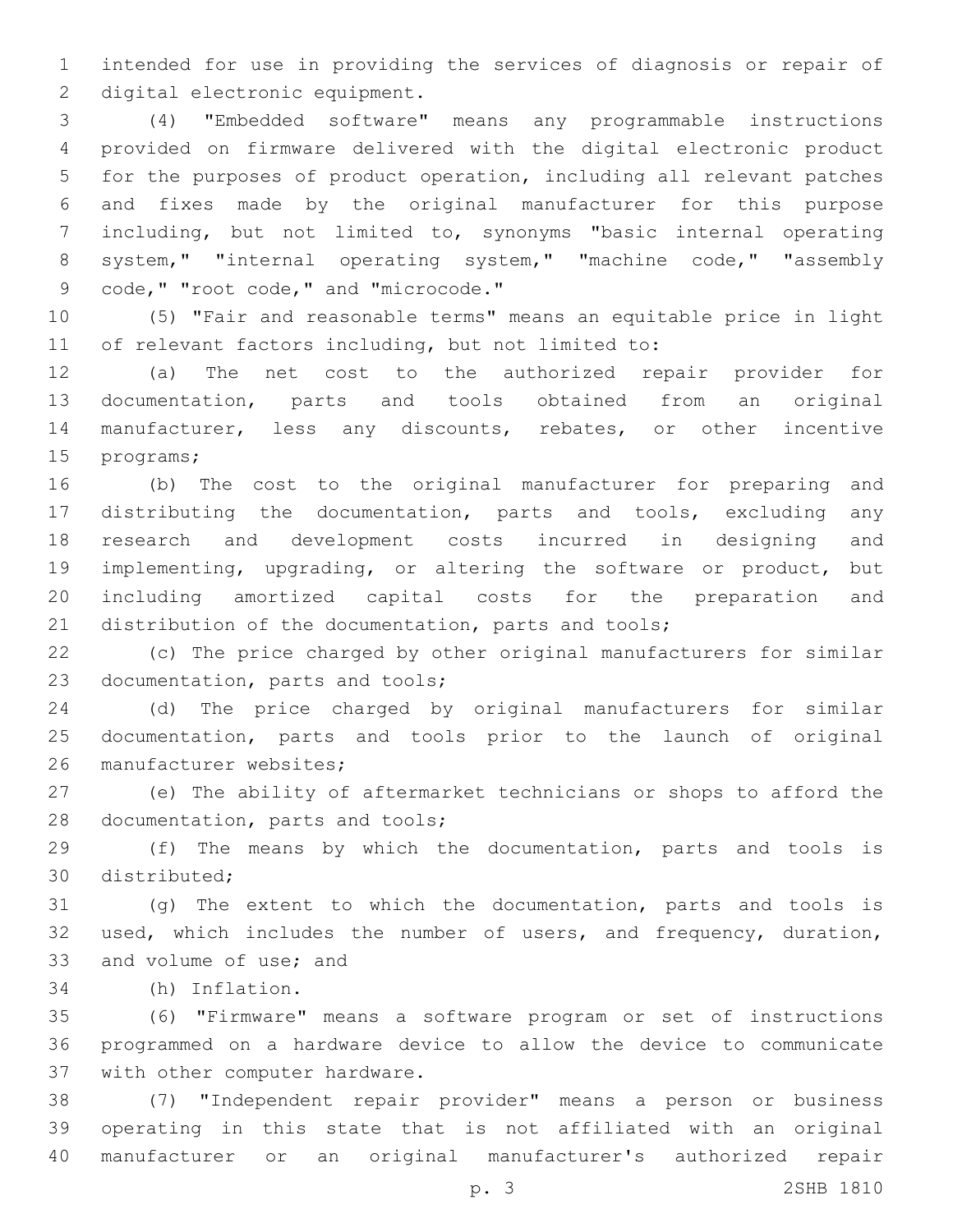intended for use in providing the services of diagnosis or repair of digital electronic equipment.

(4) "Embedded software" means any programmable instructions provided on firmware delivered with the digital electronic product for the purposes of product operation, including all relevant patches and fixes made by the original manufacturer for this purpose including, but not limited to, synonyms "basic internal operating system," "internal operating system," "machine code," "assembly code," "root code," and "microcode."

(5) "Fair and reasonable terms" means an equitable price in light of relevant factors including, but not limited to:

(a) The net cost to the authorized repair provider for documentation, parts and tools obtained from an original manufacturer, less any discounts, rebates, or other incentive programs;

(b) The cost to the original manufacturer for preparing and distributing the documentation, parts and tools, excluding any research and development costs incurred in designing and implementing, upgrading, or altering the software or product, but including amortized capital costs for the preparation and distribution of the documentation, parts and tools;

(c) The price charged by other original manufacturers for similar documentation, parts and tools;

(d) The price charged by original manufacturers for similar documentation, parts and tools prior to the launch of original manufacturer websites;

(e) The ability of aftermarket technicians or shops to afford the documentation, parts and tools;

(f) The means by which the documentation, parts and tools is distributed;

(g) The extent to which the documentation, parts and tools is used, which includes the number of users, and frequency, duration, and volume of use; and

(h) Inflation.

(6) "Firmware" means a software program or set of instructions programmed on a hardware device to allow the device to communicate with other computer hardware.

(7) "Independent repair provider" means a person or business operating in this state that is not affiliated with an original manufacturer or an original manufacturer's authorized repair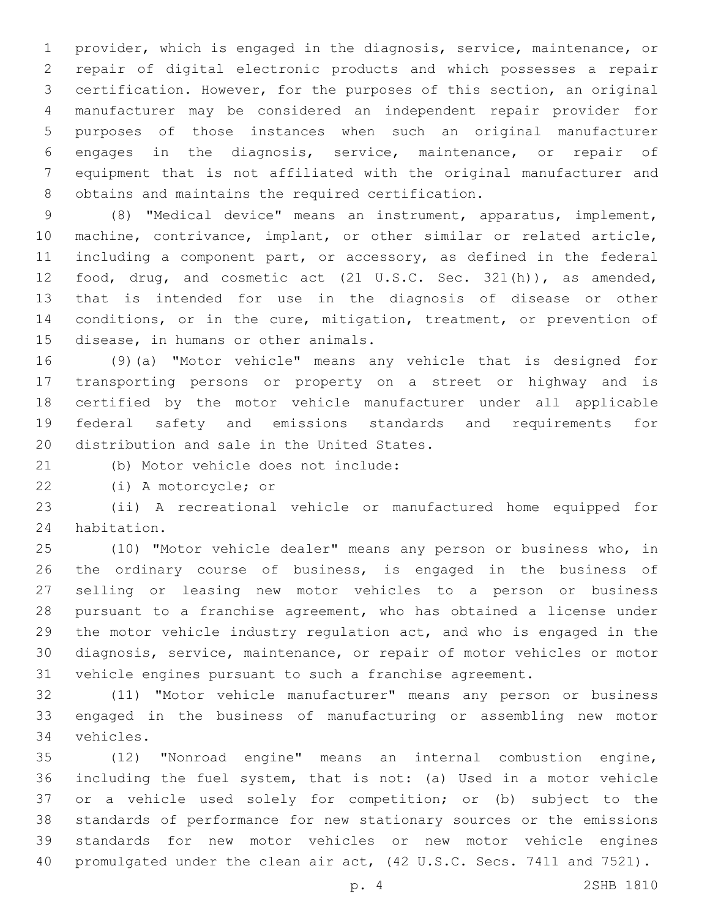provider, which is engaged in the diagnosis, service, maintenance, or repair of digital electronic products and which possesses a repair certification. However, for the purposes of this section, an original manufacturer may be considered an independent repair provider for purposes of those instances when such an original manufacturer engages in the diagnosis, service, maintenance, or repair of equipment that is not affiliated with the original manufacturer and obtains and maintains the required certification.

(8) "Medical device" means an instrument, apparatus, implement, machine, contrivance, implant, or other similar or related article, including a component part, or accessory, as defined in the federal food, drug, and cosmetic act (21 U.S.C. Sec. 321(h)), as amended, that is intended for use in the diagnosis of disease or other conditions, or in the cure, mitigation, treatment, or prevention of disease, in humans or other animals.

(9)(a) "Motor vehicle" means any vehicle that is designed for transporting persons or property on a street or highway and is certified by the motor vehicle manufacturer under all applicable federal safety and emissions standards and requirements for distribution and sale in the United States.

(b) Motor vehicle does not include:

(i) A motorcycle; or

(ii) A recreational vehicle or manufactured home equipped for habitation.

(10) "Motor vehicle dealer" means any person or business who, in the ordinary course of business, is engaged in the business of selling or leasing new motor vehicles to a person or business pursuant to a franchise agreement, who has obtained a license under the motor vehicle industry regulation act, and who is engaged in the diagnosis, service, maintenance, or repair of motor vehicles or motor vehicle engines pursuant to such a franchise agreement.

(11) "Motor vehicle manufacturer" means any person or business engaged in the business of manufacturing or assembling new motor vehicles.

(12) "Nonroad engine" means an internal combustion engine, including the fuel system, that is not: (a) Used in a motor vehicle or a vehicle used solely for competition; or (b) subject to the standards of performance for new stationary sources or the emissions standards for new motor vehicles or new motor vehicle engines promulgated under the clean air act, (42 U.S.C. Secs. 7411 and 7521).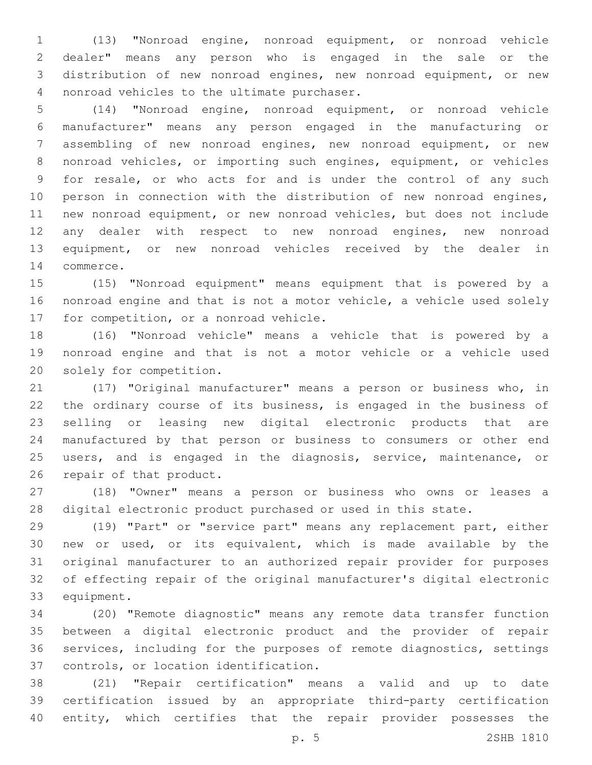(13) "Nonroad engine, nonroad equipment, or nonroad vehicle dealer" means any person who is engaged in the sale or the distribution of new nonroad engines, new nonroad equipment, or new nonroad vehicles to the ultimate purchaser.

(14) "Nonroad engine, nonroad equipment, or nonroad vehicle manufacturer" means any person engaged in the manufacturing or assembling of new nonroad engines, new nonroad equipment, or new nonroad vehicles, or importing such engines, equipment, or vehicles for resale, or who acts for and is under the control of any such person in connection with the distribution of new nonroad engines, new nonroad equipment, or new nonroad vehicles, but does not include any dealer with respect to new nonroad engines, new nonroad equipment, or new nonroad vehicles received by the dealer in commerce.

(15) "Nonroad equipment" means equipment that is powered by a nonroad engine and that is not a motor vehicle, a vehicle used solely for competition, or a nonroad vehicle.

(16) "Nonroad vehicle" means a vehicle that is powered by a nonroad engine and that is not a motor vehicle or a vehicle used solely for competition.

(17) "Original manufacturer" means a person or business who, in the ordinary course of its business, is engaged in the business of selling or leasing new digital electronic products that are manufactured by that person or business to consumers or other end users, and is engaged in the diagnosis, service, maintenance, or repair of that product.

(18) "Owner" means a person or business who owns or leases a digital electronic product purchased or used in this state.

(19) "Part" or "service part" means any replacement part, either new or used, or its equivalent, which is made available by the original manufacturer to an authorized repair provider for purposes of effecting repair of the original manufacturer's digital electronic equipment.

(20) "Remote diagnostic" means any remote data transfer function between a digital electronic product and the provider of repair services, including for the purposes of remote diagnostics, settings controls, or location identification.

(21) "Repair certification" means a valid and up to date certification issued by an appropriate third-party certification entity, which certifies that the repair provider possesses the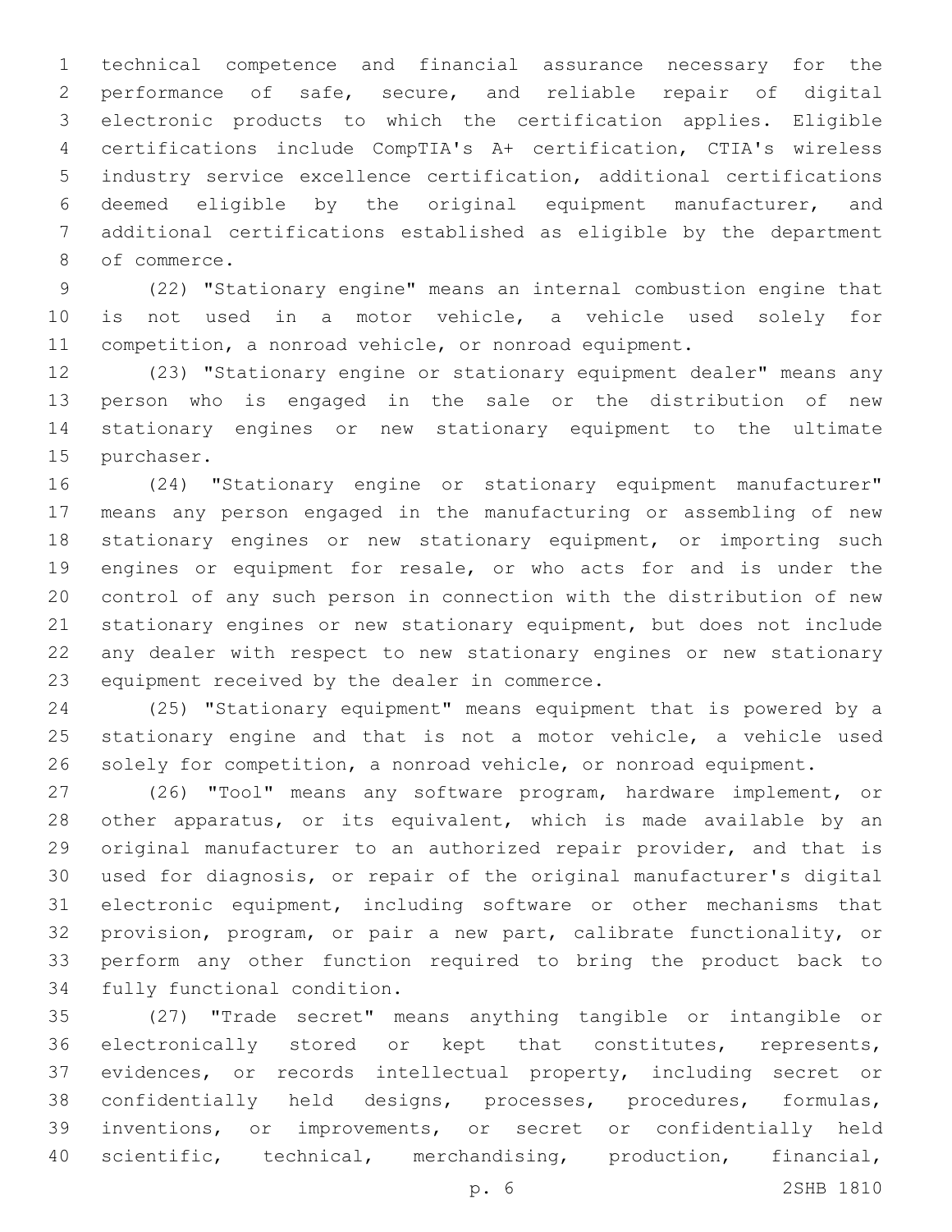technical competence and financial assurance necessary for the performance of safe, secure, and reliable repair of digital electronic products to which the certification applies. Eligible certifications include CompTIA's A+ certification, CTIA's wireless industry service excellence certification, additional certifications deemed eligible by the original equipment manufacturer, and additional certifications established as eligible by the department of commerce.

(22) "Stationary engine" means an internal combustion engine that is not used in a motor vehicle, a vehicle used solely for competition, a nonroad vehicle, or nonroad equipment.

(23) "Stationary engine or stationary equipment dealer" means any person who is engaged in the sale or the distribution of new stationary engines or new stationary equipment to the ultimate purchaser.

(24) "Stationary engine or stationary equipment manufacturer" means any person engaged in the manufacturing or assembling of new stationary engines or new stationary equipment, or importing such engines or equipment for resale, or who acts for and is under the control of any such person in connection with the distribution of new stationary engines or new stationary equipment, but does not include any dealer with respect to new stationary engines or new stationary equipment received by the dealer in commerce.

(25) "Stationary equipment" means equipment that is powered by a stationary engine and that is not a motor vehicle, a vehicle used solely for competition, a nonroad vehicle, or nonroad equipment.

(26) "Tool" means any software program, hardware implement, or other apparatus, or its equivalent, which is made available by an original manufacturer to an authorized repair provider, and that is used for diagnosis, or repair of the original manufacturer's digital electronic equipment, including software or other mechanisms that provision, program, or pair a new part, calibrate functionality, or perform any other function required to bring the product back to fully functional condition.

(27) "Trade secret" means anything tangible or intangible or electronically stored or kept that constitutes, represents, evidences, or records intellectual property, including secret or confidentially held designs, processes, procedures, formulas, inventions, or improvements, or secret or confidentially held scientific, technical, merchandising, production, financial,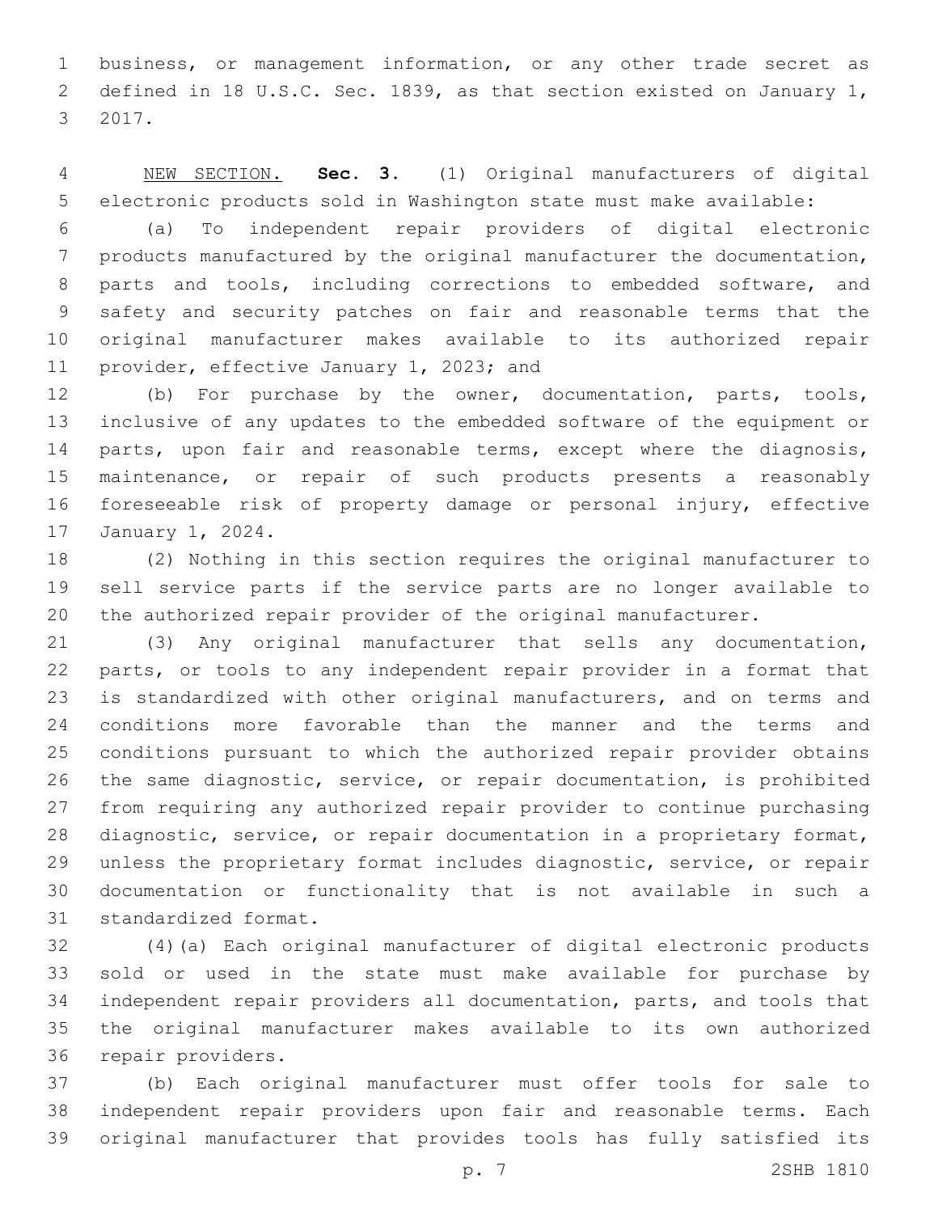business, or management information, or any other trade secret as defined in 18 U.S.C. Sec. 1839, as that section existed on January 1, 2017.

NEW SECTION. **Sec. 3.** (1) Original manufacturers of digital electronic products sold in Washington state must make available:

(a) To independent repair providers of digital electronic products manufactured by the original manufacturer the documentation, parts and tools, including corrections to embedded software, and safety and security patches on fair and reasonable terms that the original manufacturer makes available to its authorized repair provider, effective January 1, 2023; and

(b) For purchase by the owner, documentation, parts, tools, inclusive of any updates to the embedded software of the equipment or parts, upon fair and reasonable terms, except where the diagnosis, maintenance, or repair of such products presents a reasonably foreseeable risk of property damage or personal injury, effective January 1, 2024.

(2) Nothing in this section requires the original manufacturer to sell service parts if the service parts are no longer available to the authorized repair provider of the original manufacturer.

(3) Any original manufacturer that sells any documentation, parts, or tools to any independent repair provider in a format that is standardized with other original manufacturers, and on terms and conditions more favorable than the manner and the terms and conditions pursuant to which the authorized repair provider obtains the same diagnostic, service, or repair documentation, is prohibited from requiring any authorized repair provider to continue purchasing diagnostic, service, or repair documentation in a proprietary format, unless the proprietary format includes diagnostic, service, or repair documentation or functionality that is not available in such a standardized format.

(4)(a) Each original manufacturer of digital electronic products sold or used in the state must make available for purchase by independent repair providers all documentation, parts, and tools that the original manufacturer makes available to its own authorized repair providers.

(b) Each original manufacturer must offer tools for sale to independent repair providers upon fair and reasonable terms. Each original manufacturer that provides tools has fully satisfied its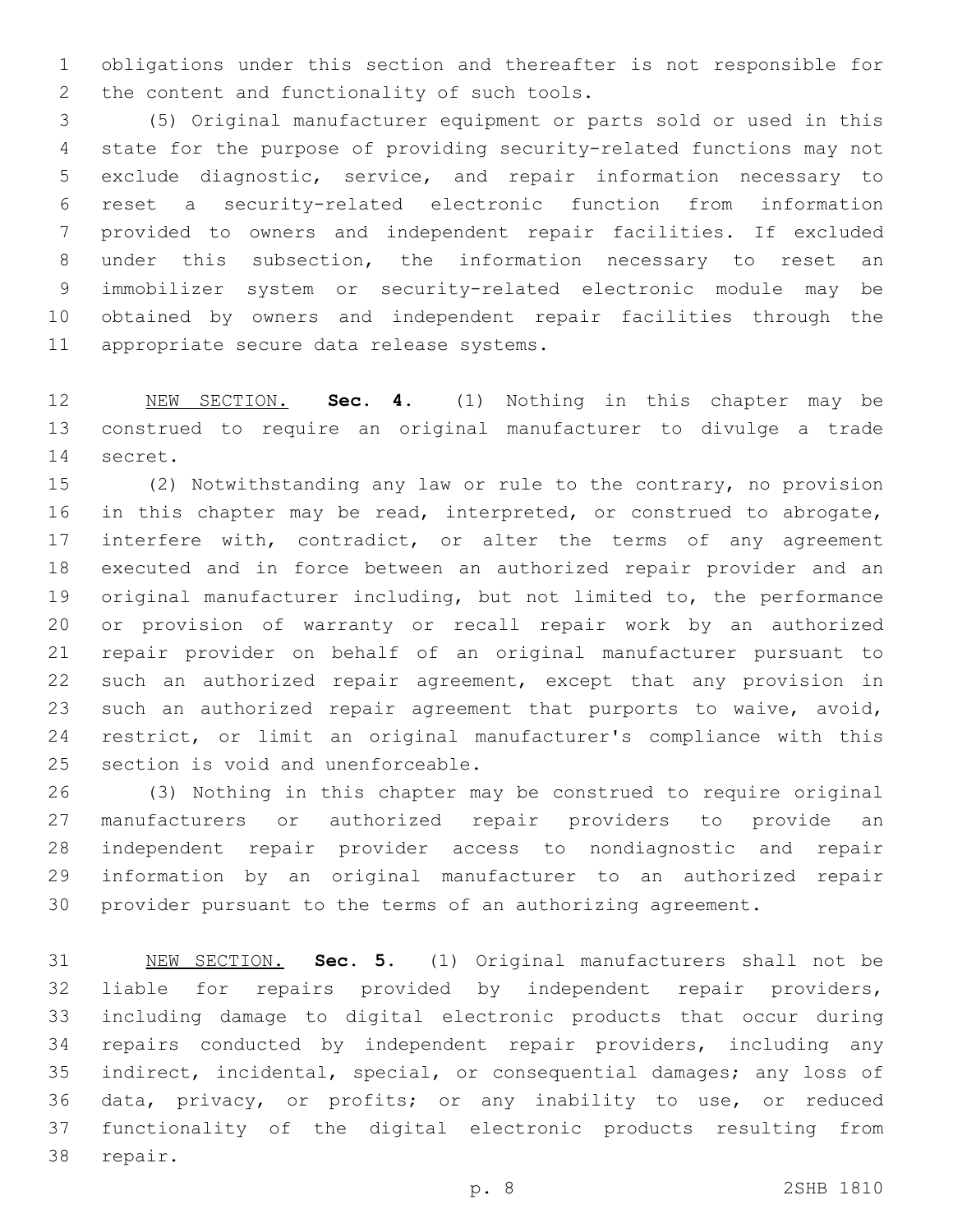obligations under this section and thereafter is not responsible for the content and functionality of such tools.

(5) Original manufacturer equipment or parts sold or used in this state for the purpose of providing security-related functions may not exclude diagnostic, service, and repair information necessary to reset a security-related electronic function from information provided to owners and independent repair facilities. If excluded under this subsection, the information necessary to reset an immobilizer system or security-related electronic module may be obtained by owners and independent repair facilities through the appropriate secure data release systems.

NEW SECTION. **Sec. 4.** (1) Nothing in this chapter may be construed to require an original manufacturer to divulge a trade secret.

(2) Notwithstanding any law or rule to the contrary, no provision in this chapter may be read, interpreted, or construed to abrogate, interfere with, contradict, or alter the terms of any agreement executed and in force between an authorized repair provider and an original manufacturer including, but not limited to, the performance or provision of warranty or recall repair work by an authorized repair provider on behalf of an original manufacturer pursuant to such an authorized repair agreement, except that any provision in such an authorized repair agreement that purports to waive, avoid, restrict, or limit an original manufacturer's compliance with this section is void and unenforceable.

(3) Nothing in this chapter may be construed to require original manufacturers or authorized repair providers to provide an independent repair provider access to nondiagnostic and repair information by an original manufacturer to an authorized repair provider pursuant to the terms of an authorizing agreement.

NEW SECTION. **Sec. 5.** (1) Original manufacturers shall not be liable for repairs provided by independent repair providers, including damage to digital electronic products that occur during repairs conducted by independent repair providers, including any indirect, incidental, special, or consequential damages; any loss of data, privacy, or profits; or any inability to use, or reduced functionality of the digital electronic products resulting from repair.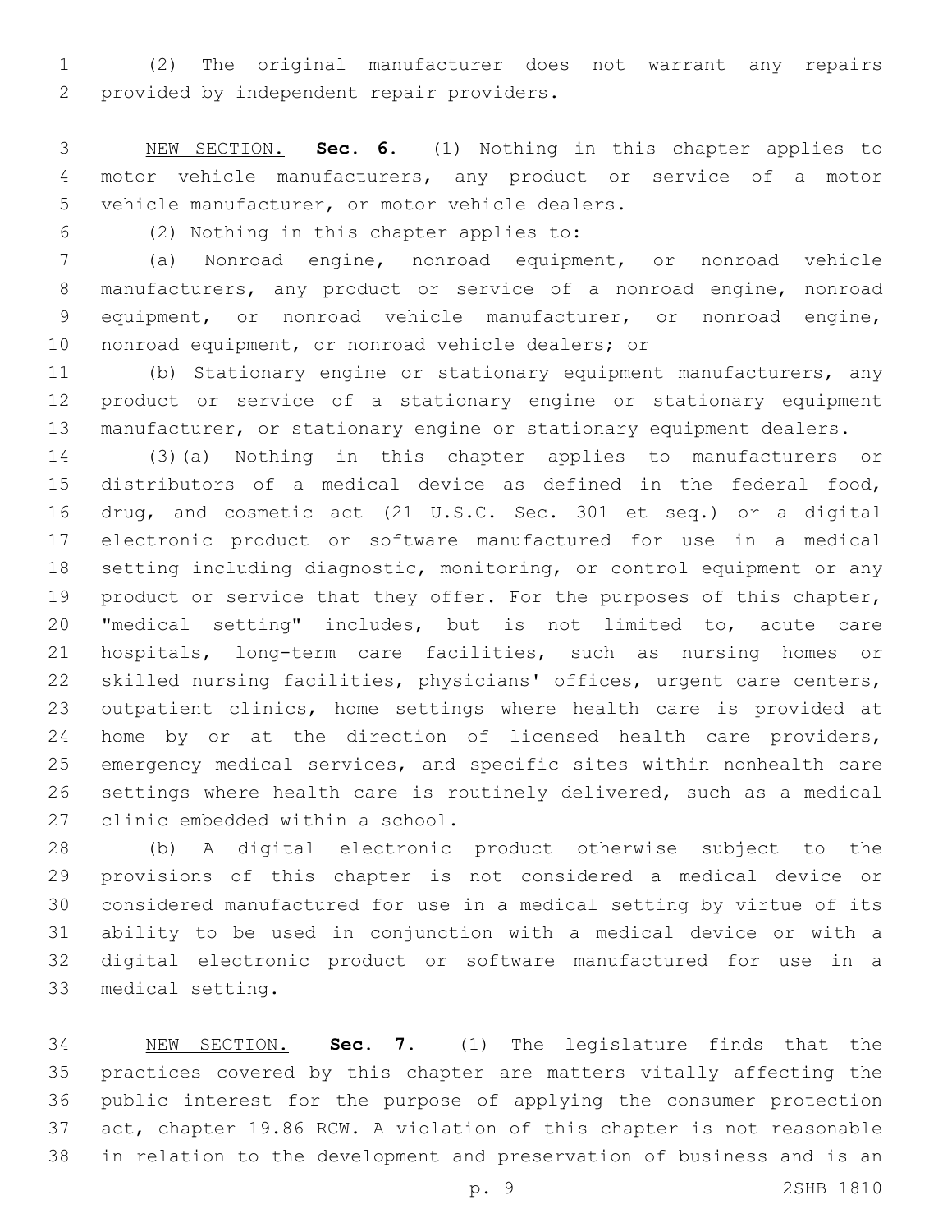(2) The original manufacturer does not warrant any repairs provided by independent repair providers.

NEW SECTION. **Sec. 6.** (1) Nothing in this chapter applies to motor vehicle manufacturers, any product or service of a motor vehicle manufacturer, or motor vehicle dealers.

(2) Nothing in this chapter applies to:

(a) Nonroad engine, nonroad equipment, or nonroad vehicle manufacturers, any product or service of a nonroad engine, nonroad equipment, or nonroad vehicle manufacturer, or nonroad engine, nonroad equipment, or nonroad vehicle dealers; or

(b) Stationary engine or stationary equipment manufacturers, any product or service of a stationary engine or stationary equipment manufacturer, or stationary engine or stationary equipment dealers.

(3)(a) Nothing in this chapter applies to manufacturers or distributors of a medical device as defined in the federal food, drug, and cosmetic act (21 U.S.C. Sec. 301 et seq.) or a digital electronic product or software manufactured for use in a medical setting including diagnostic, monitoring, or control equipment or any product or service that they offer. For the purposes of this chapter, "medical setting" includes, but is not limited to, acute care hospitals, long-term care facilities, such as nursing homes or skilled nursing facilities, physicians' offices, urgent care centers, outpatient clinics, home settings where health care is provided at home by or at the direction of licensed health care providers, emergency medical services, and specific sites within nonhealth care settings where health care is routinely delivered, such as a medical clinic embedded within a school.

(b) A digital electronic product otherwise subject to the provisions of this chapter is not considered a medical device or considered manufactured for use in a medical setting by virtue of its ability to be used in conjunction with a medical device or with a digital electronic product or software manufactured for use in a medical setting.

NEW SECTION. **Sec. 7.** (1) The legislature finds that the practices covered by this chapter are matters vitally affecting the public interest for the purpose of applying the consumer protection act, chapter 19.86 RCW. A violation of this chapter is not reasonable in relation to the development and preservation of business and is an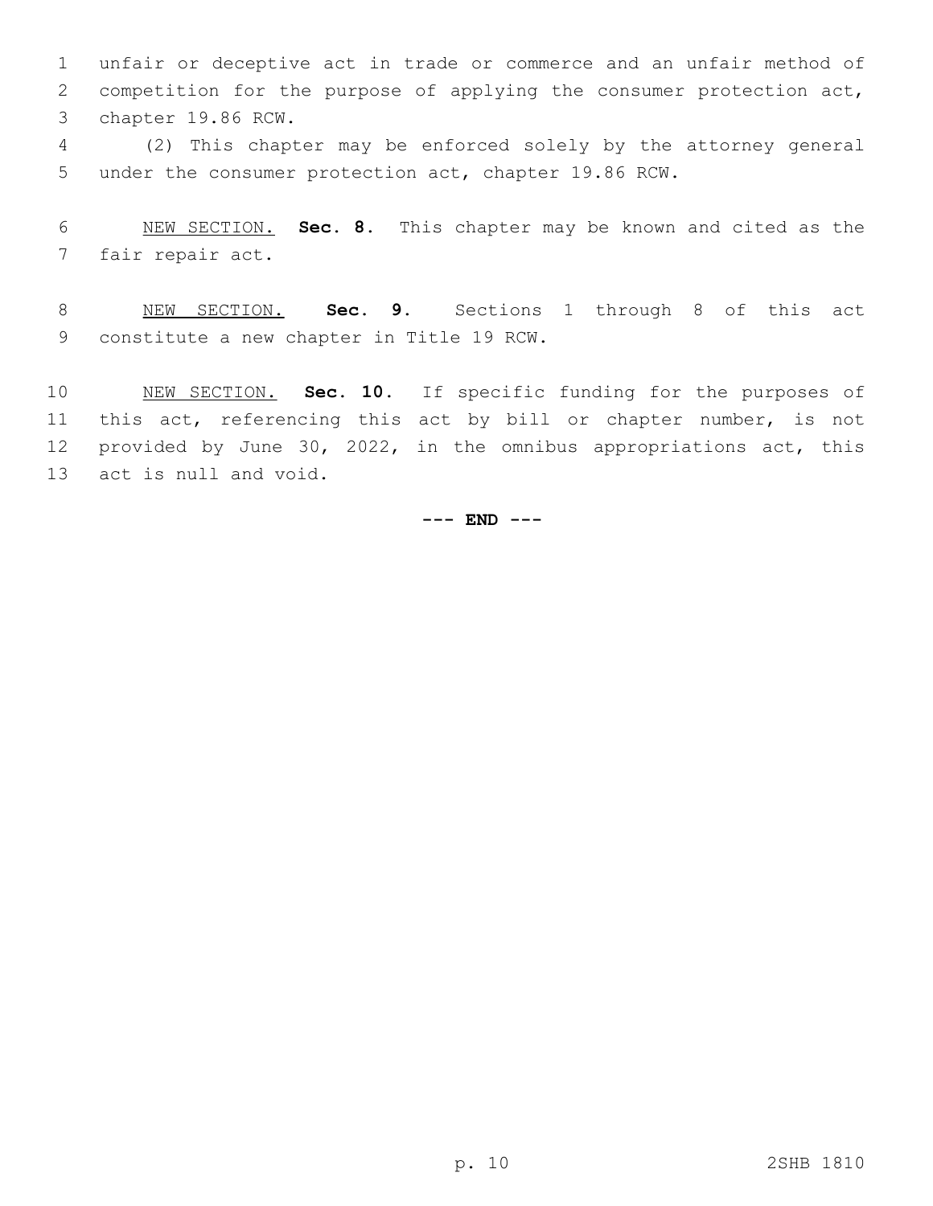unfair or deceptive act in trade or commerce and an unfair method of competition for the purpose of applying the consumer protection act, chapter 19.86 RCW.

(2) This chapter may be enforced solely by the attorney general under the consumer protection act, chapter 19.86 RCW.

NEW SECTION. **Sec. 8.** This chapter may be known and cited as the fair repair act.

NEW SECTION. **Sec. 9.** Sections 1 through 8 of this act constitute a new chapter in Title 19 RCW.

NEW SECTION. **Sec. 10.** If specific funding for the purposes of this act, referencing this act by bill or chapter number, is not provided by June 30, 2022, in the omnibus appropriations act, this act is null and void.

**--- END ---**